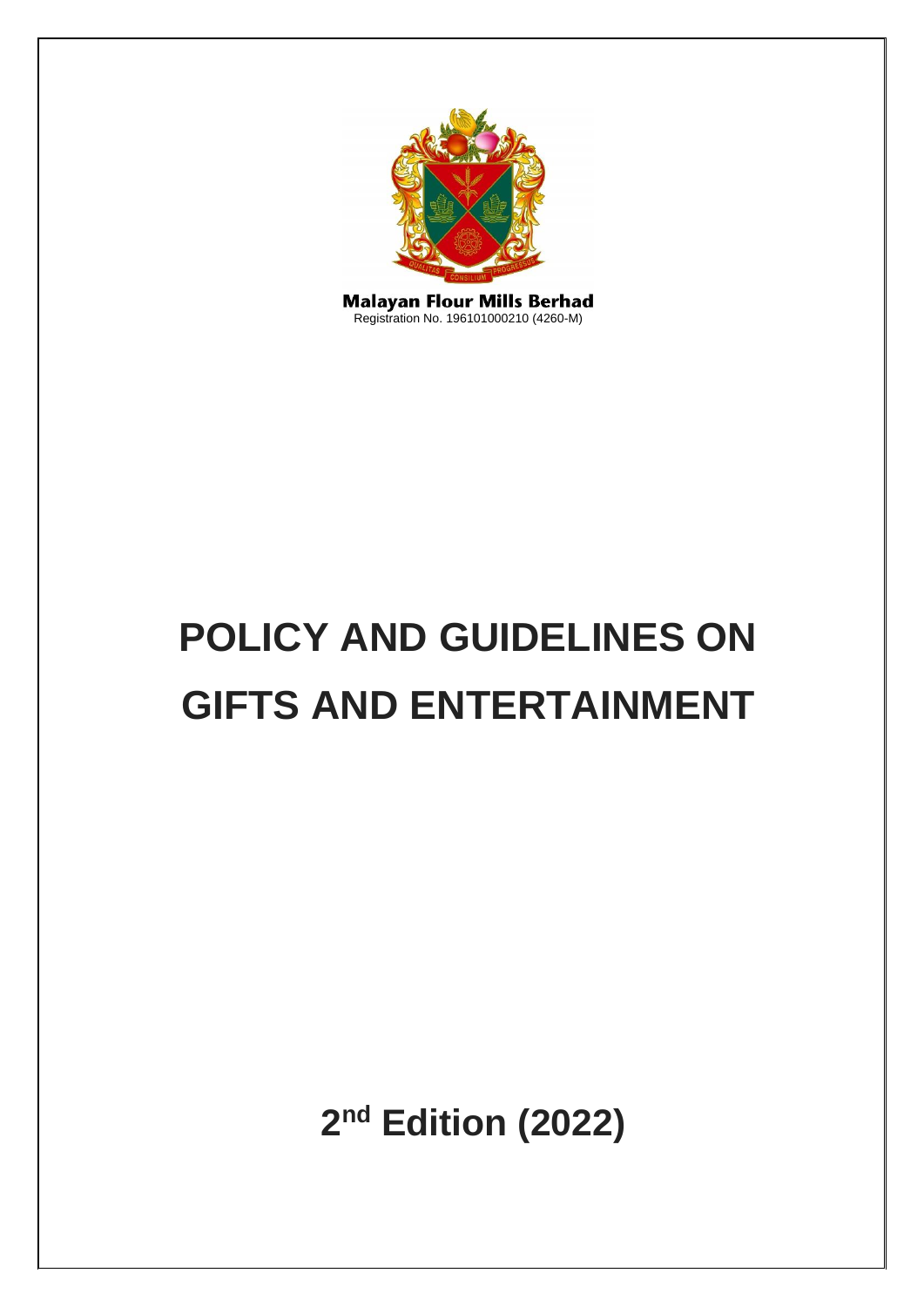**Malayan Flour Mills Berhad**
Registration No. 196101000210 (4260-M)

# POLICY AND GUIDELINES ON GIFTS AND ENTERTAINMENT

## 2nd Edition (2022)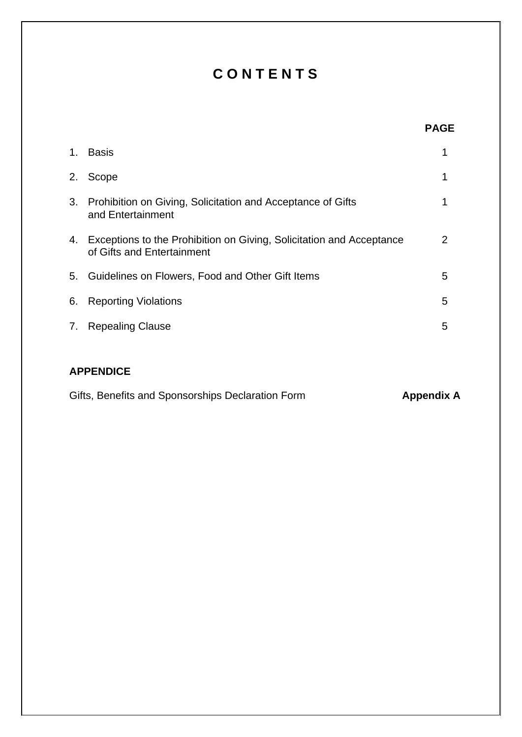# C O N T E N T S

| | | PAGE |
|---|---|---|
| 1. | Basis | 1 |
| 2. | Scope | 1 |
| 3. | Prohibition on Giving, Solicitation and Acceptance of Gifts and Entertainment | 1 |
| 4. | Exceptions to the Prohibition on Giving, Solicitation and Acceptance of Gifts and Entertainment | 2 |
| 5. | Guidelines on Flowers, Food and Other Gift Items | 5 |
| 6. | Reporting Violations | 5 |
| 7. | Repealing Clause | 5 |

**APPENDICE**

| | |
|---|---|
| Gifts, Benefits and Sponsorships Declaration Form | **Appendix A** |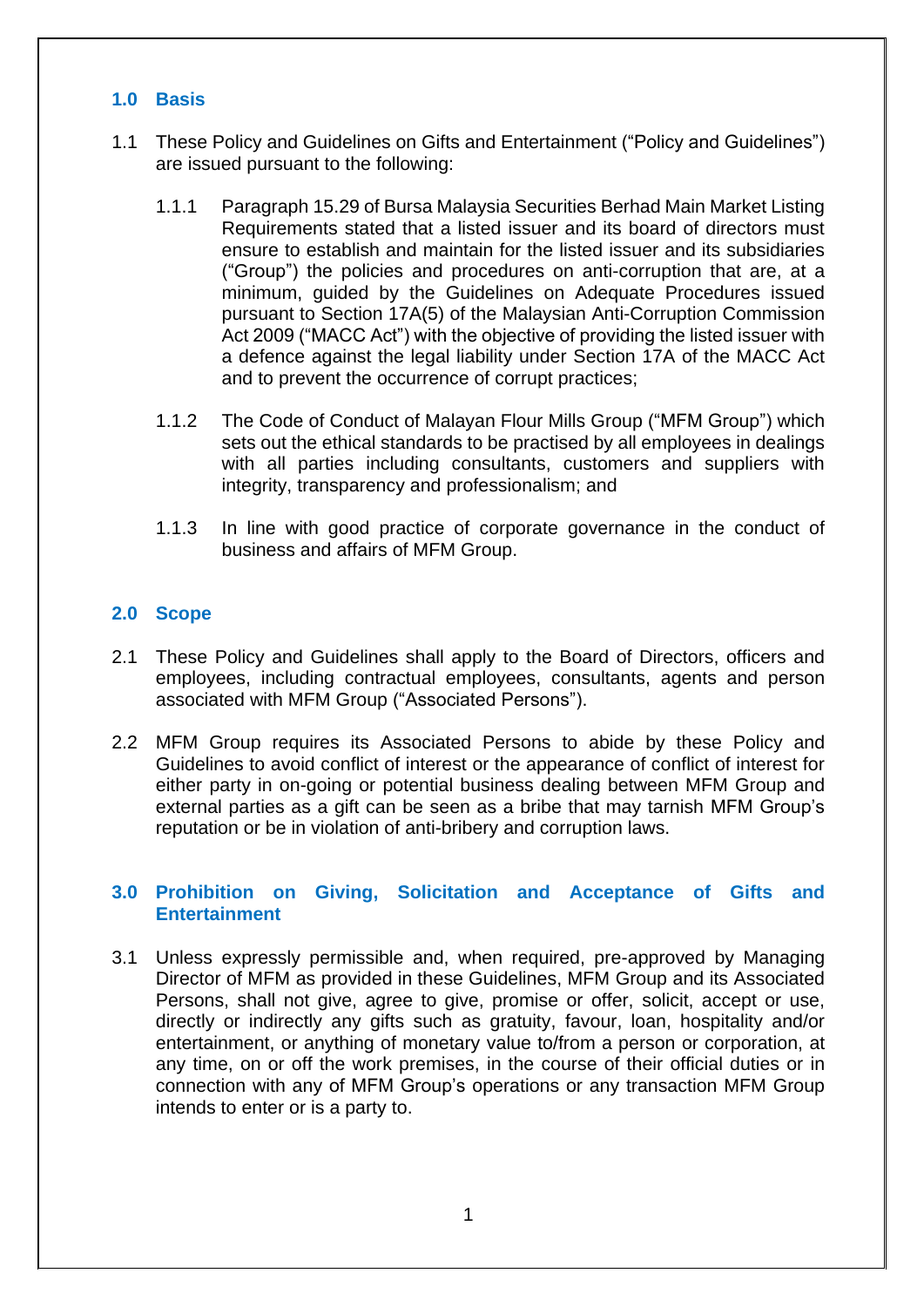## 1.0 Basis

1.1 These Policy and Guidelines on Gifts and Entertainment ("Policy and Guidelines") are issued pursuant to the following:

1.1.1 Paragraph 15.29 of Bursa Malaysia Securities Berhad Main Market Listing Requirements stated that a listed issuer and its board of directors must ensure to establish and maintain for the listed issuer and its subsidiaries ("Group") the policies and procedures on anti-corruption that are, at a minimum, guided by the Guidelines on Adequate Procedures issued pursuant to Section 17A(5) of the Malaysian Anti-Corruption Commission Act 2009 ("MACC Act") with the objective of providing the listed issuer with a defence against the legal liability under Section 17A of the MACC Act and to prevent the occurrence of corrupt practices;

1.1.2 The Code of Conduct of Malayan Flour Mills Group ("MFM Group") which sets out the ethical standards to be practised by all employees in dealings with all parties including consultants, customers and suppliers with integrity, transparency and professionalism; and

1.1.3 In line with good practice of corporate governance in the conduct of business and affairs of MFM Group.

## 2.0 Scope

2.1 These Policy and Guidelines shall apply to the Board of Directors, officers and employees, including contractual employees, consultants, agents and person associated with MFM Group ("Associated Persons").

2.2 MFM Group requires its Associated Persons to abide by these Policy and Guidelines to avoid conflict of interest or the appearance of conflict of interest for either party in on-going or potential business dealing between MFM Group and external parties as a gift can be seen as a bribe that may tarnish MFM Group's reputation or be in violation of anti-bribery and corruption laws.

## 3.0 Prohibition on Giving, Solicitation and Acceptance of Gifts and Entertainment

3.1 Unless expressly permissible and, when required, pre-approved by Managing Director of MFM as provided in these Guidelines, MFM Group and its Associated Persons, shall not give, agree to give, promise or offer, solicit, accept or use, directly or indirectly any gifts such as gratuity, favour, loan, hospitality and/or entertainment, or anything of monetary value to/from a person or corporation, at any time, on or off the work premises, in the course of their official duties or in connection with any of MFM Group's operations or any transaction MFM Group intends to enter or is a party to.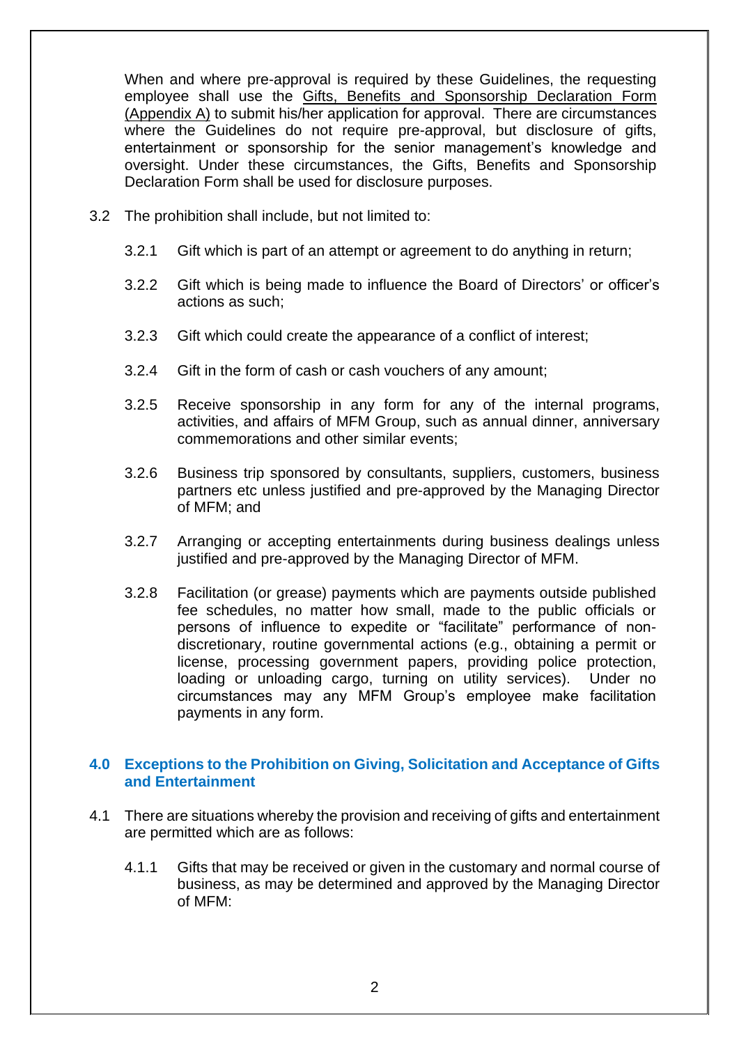When and where pre-approval is required by these Guidelines, the requesting employee shall use the Gifts, Benefits and Sponsorship Declaration Form (Appendix A) to submit his/her application for approval. There are circumstances where the Guidelines do not require pre-approval, but disclosure of gifts, entertainment or sponsorship for the senior management's knowledge and oversight. Under these circumstances, the Gifts, Benefits and Sponsorship Declaration Form shall be used for disclosure purposes.

3.2 The prohibition shall include, but not limited to:

3.2.1 Gift which is part of an attempt or agreement to do anything in return;

3.2.2 Gift which is being made to influence the Board of Directors' or officer's actions as such;

3.2.3 Gift which could create the appearance of a conflict of interest;

3.2.4 Gift in the form of cash or cash vouchers of any amount;

3.2.5 Receive sponsorship in any form for any of the internal programs, activities, and affairs of MFM Group, such as annual dinner, anniversary commemorations and other similar events;

3.2.6 Business trip sponsored by consultants, suppliers, customers, business partners etc unless justified and pre-approved by the Managing Director of MFM; and

3.2.7 Arranging or accepting entertainments during business dealings unless justified and pre-approved by the Managing Director of MFM.

3.2.8 Facilitation (or grease) payments which are payments outside published fee schedules, no matter how small, made to the public officials or persons of influence to expedite or "facilitate" performance of non-discretionary, routine governmental actions (e.g., obtaining a permit or license, processing government papers, providing police protection, loading or unloading cargo, turning on utility services). Under no circumstances may any MFM Group's employee make facilitation payments in any form.

## 4.0 Exceptions to the Prohibition on Giving, Solicitation and Acceptance of Gifts and Entertainment

4.1 There are situations whereby the provision and receiving of gifts and entertainment are permitted which are as follows:

4.1.1 Gifts that may be received or given in the customary and normal course of business, as may be determined and approved by the Managing Director of MFM: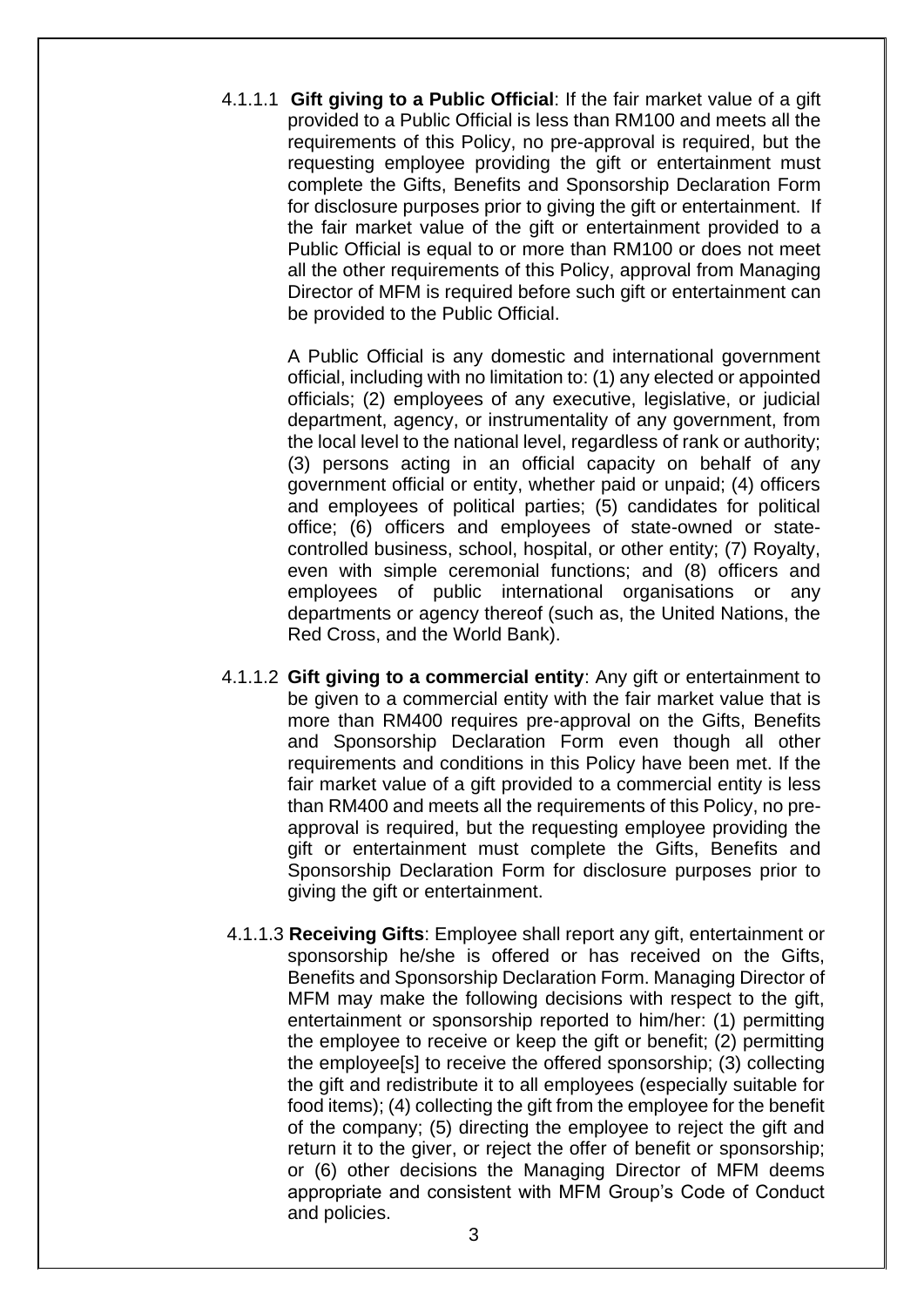4.1.1.1 **Gift giving to a Public Official**: If the fair market value of a gift provided to a Public Official is less than RM100 and meets all the requirements of this Policy, no pre-approval is required, but the requesting employee providing the gift or entertainment must complete the Gifts, Benefits and Sponsorship Declaration Form for disclosure purposes prior to giving the gift or entertainment. If the fair market value of the gift or entertainment provided to a Public Official is equal to or more than RM100 or does not meet all the other requirements of this Policy, approval from Managing Director of MFM is required before such gift or entertainment can be provided to the Public Official.

A Public Official is any domestic and international government official, including with no limitation to: (1) any elected or appointed officials; (2) employees of any executive, legislative, or judicial department, agency, or instrumentality of any government, from the local level to the national level, regardless of rank or authority; (3) persons acting in an official capacity on behalf of any government official or entity, whether paid or unpaid; (4) officers and employees of political parties; (5) candidates for political office; (6) officers and employees of state-owned or state-controlled business, school, hospital, or other entity; (7) Royalty, even with simple ceremonial functions; and (8) officers and employees of public international organisations or any departments or agency thereof (such as, the United Nations, the Red Cross, and the World Bank).

4.1.1.2 **Gift giving to a commercial entity**: Any gift or entertainment to be given to a commercial entity with the fair market value that is more than RM400 requires pre-approval on the Gifts, Benefits and Sponsorship Declaration Form even though all other requirements and conditions in this Policy have been met. If the fair market value of a gift provided to a commercial entity is less than RM400 and meets all the requirements of this Policy, no pre-approval is required, but the requesting employee providing the gift or entertainment must complete the Gifts, Benefits and Sponsorship Declaration Form for disclosure purposes prior to giving the gift or entertainment.

4.1.1.3 **Receiving Gifts**: Employee shall report any gift, entertainment or sponsorship he/she is offered or has received on the Gifts, Benefits and Sponsorship Declaration Form. Managing Director of MFM may make the following decisions with respect to the gift, entertainment or sponsorship reported to him/her: (1) permitting the employee to receive or keep the gift or benefit; (2) permitting the employee[s] to receive the offered sponsorship; (3) collecting the gift and redistribute it to all employees (especially suitable for food items); (4) collecting the gift from the employee for the benefit of the company; (5) directing the employee to reject the gift and return it to the giver, or reject the offer of benefit or sponsorship; or (6) other decisions the Managing Director of MFM deems appropriate and consistent with MFM Group's Code of Conduct and policies.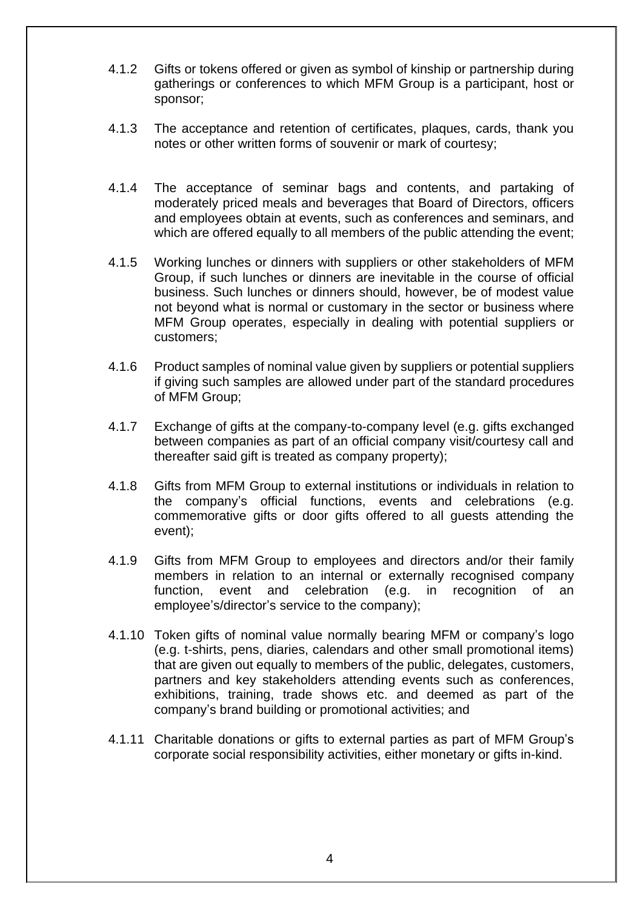4.1.2 Gifts or tokens offered or given as symbol of kinship or partnership during gatherings or conferences to which MFM Group is a participant, host or sponsor;

4.1.3 The acceptance and retention of certificates, plaques, cards, thank you notes or other written forms of souvenir or mark of courtesy;

4.1.4 The acceptance of seminar bags and contents, and partaking of moderately priced meals and beverages that Board of Directors, officers and employees obtain at events, such as conferences and seminars, and which are offered equally to all members of the public attending the event;

4.1.5 Working lunches or dinners with suppliers or other stakeholders of MFM Group, if such lunches or dinners are inevitable in the course of official business. Such lunches or dinners should, however, be of modest value not beyond what is normal or customary in the sector or business where MFM Group operates, especially in dealing with potential suppliers or customers;

4.1.6 Product samples of nominal value given by suppliers or potential suppliers if giving such samples are allowed under part of the standard procedures of MFM Group;

4.1.7 Exchange of gifts at the company-to-company level (e.g. gifts exchanged between companies as part of an official company visit/courtesy call and thereafter said gift is treated as company property);

4.1.8 Gifts from MFM Group to external institutions or individuals in relation to the company's official functions, events and celebrations (e.g. commemorative gifts or door gifts offered to all guests attending the event);

4.1.9 Gifts from MFM Group to employees and directors and/or their family members in relation to an internal or externally recognised company function, event and celebration (e.g. in recognition of an employee's/director's service to the company);

4.1.10 Token gifts of nominal value normally bearing MFM or company's logo (e.g. t-shirts, pens, diaries, calendars and other small promotional items) that are given out equally to members of the public, delegates, customers, partners and key stakeholders attending events such as conferences, exhibitions, training, trade shows etc. and deemed as part of the company's brand building or promotional activities; and

4.1.11 Charitable donations or gifts to external parties as part of MFM Group's corporate social responsibility activities, either monetary or gifts in-kind.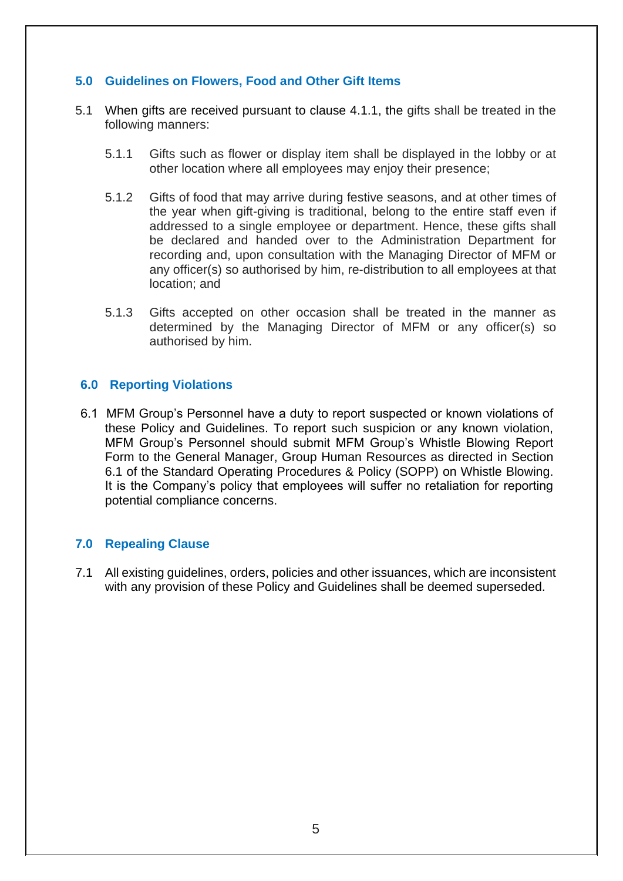## 5.0 Guidelines on Flowers, Food and Other Gift Items

5.1 When gifts are received pursuant to clause 4.1.1, the gifts shall be treated in the following manners:

5.1.1 Gifts such as flower or display item shall be displayed in the lobby or at other location where all employees may enjoy their presence;

5.1.2 Gifts of food that may arrive during festive seasons, and at other times of the year when gift-giving is traditional, belong to the entire staff even if addressed to a single employee or department. Hence, these gifts shall be declared and handed over to the Administration Department for recording and, upon consultation with the Managing Director of MFM or any officer(s) so authorised by him, re-distribution to all employees at that location; and

5.1.3 Gifts accepted on other occasion shall be treated in the manner as determined by the Managing Director of MFM or any officer(s) so authorised by him.

## 6.0 Reporting Violations

6.1 MFM Group's Personnel have a duty to report suspected or known violations of these Policy and Guidelines. To report such suspicion or any known violation, MFM Group's Personnel should submit MFM Group's Whistle Blowing Report Form to the General Manager, Group Human Resources as directed in Section 6.1 of the Standard Operating Procedures & Policy (SOPP) on Whistle Blowing. It is the Company's policy that employees will suffer no retaliation for reporting potential compliance concerns.

## 7.0 Repealing Clause

7.1 All existing guidelines, orders, policies and other issuances, which are inconsistent with any provision of these Policy and Guidelines shall be deemed superseded.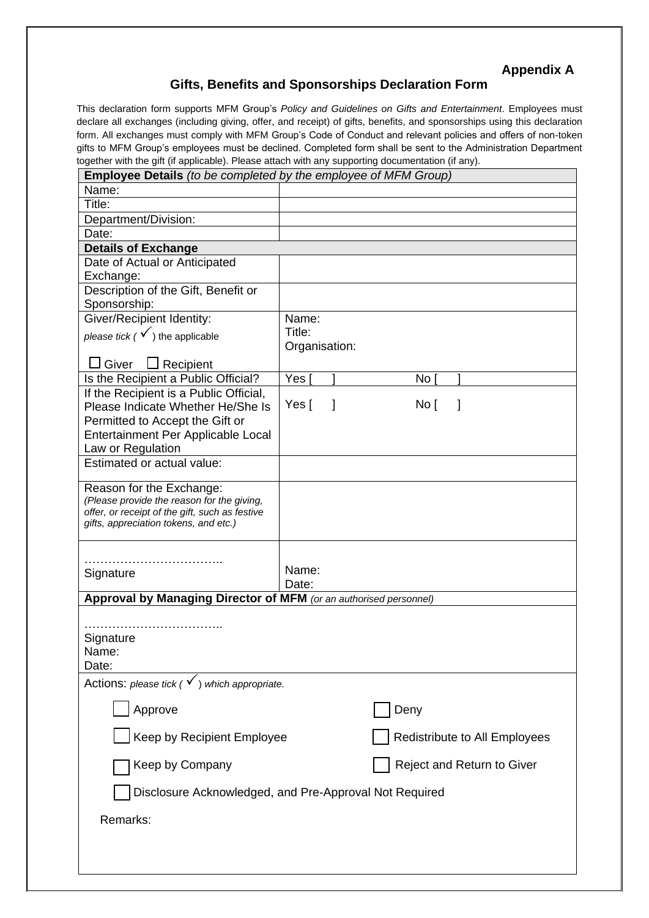**Appendix A**

## Gifts, Benefits and Sponsorships Declaration Form

This declaration form supports MFM Group's *Policy and Guidelines on Gifts and Entertainment*. Employees must declare all exchanges (including giving, offer, and receipt) of gifts, benefits, and sponsorships using this declaration form. All exchanges must comply with MFM Group's Code of Conduct and relevant policies and offers of non-token gifts to MFM Group's employees must be declined. Completed form shall be sent to the Administration Department together with the gift (if applicable). Please attach with any supporting documentation (if any).

| **Employee Details** *(to be completed by the employee of MFM Group)* | |
|---|---|
| Name: | |
| Title: | |
| Department/Division: | |
| Date: | |
| **Details of Exchange** | |
| Date of Actual or Anticipated Exchange: | |
| Description of the Gift, Benefit or Sponsorship: | |
| Giver/Recipient Identity: *please tick (✓) the applicable* ☐ Giver ☐ Recipient | Name: Title: Organisation: |
| Is the Recipient a Public Official? | Yes [ ] No [ ] |
| If the Recipient is a Public Official, Please Indicate Whether He/She Is Permitted to Accept the Gift or Entertainment Per Applicable Local Law or Regulation | Yes [ ] No [ ] |
| Estimated or actual value: | |
| Reason for the Exchange: *(Please provide the reason for the giving, offer, or receipt of the gift, such as festive gifts, appreciation tokens, and etc.)* | |
| …………………………….. Signature | Name: Date: |
| **Approval by Managing Director of MFM** *(or an authorised personnel)* | |
| …………………………….. Signature Name: Date: | |
| Actions: *please tick (✓) which appropriate.* | |
| ☐ Approve | ☐ Deny |
| ☐ Keep by Recipient Employee | ☐ Redistribute to All Employees |
| ☐ Keep by Company | ☐ Reject and Return to Giver |
| ☐ Disclosure Acknowledged, and Pre-Approval Not Required | |
| Remarks: | |